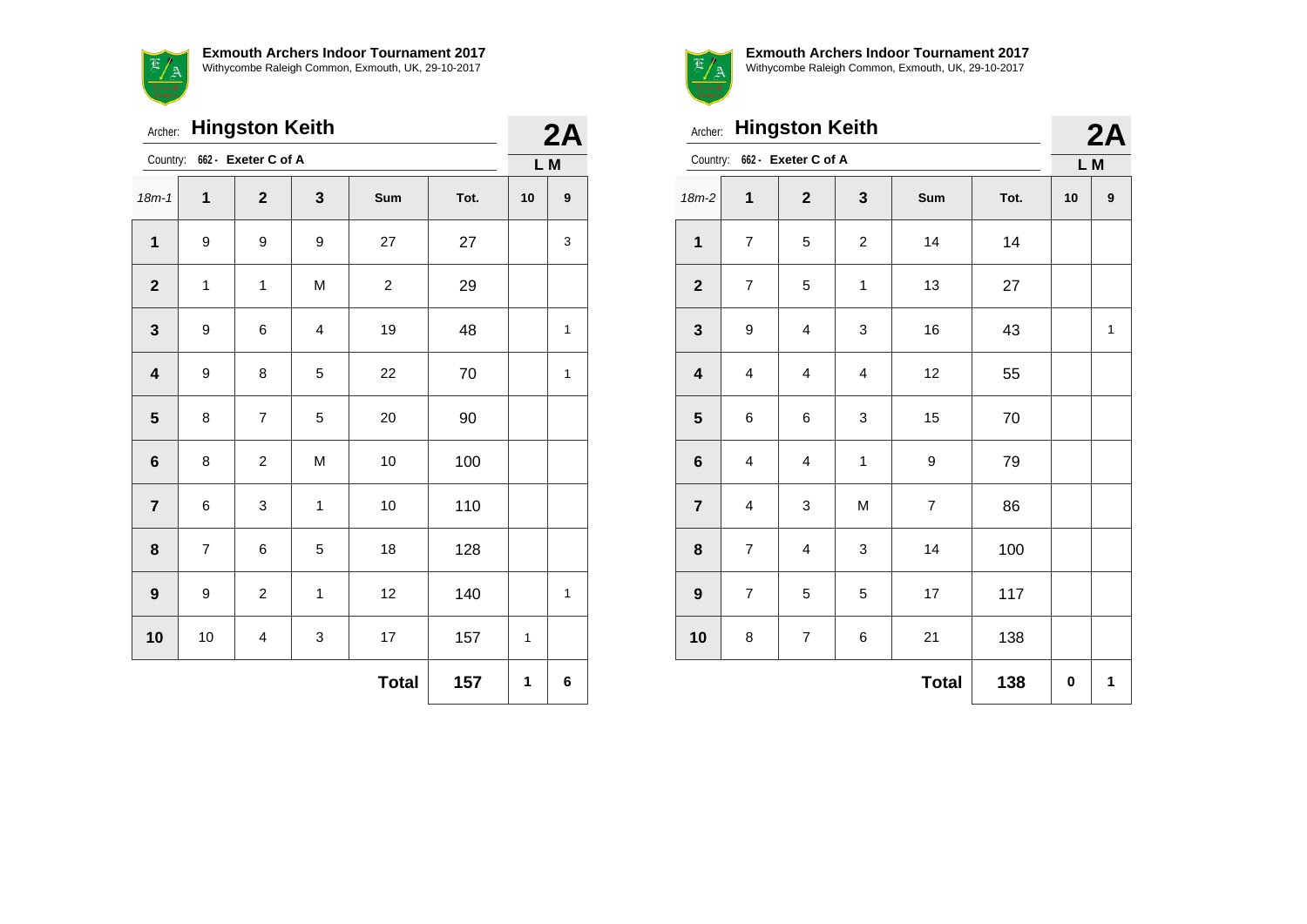**Exmouth Archers Indoor Tournament 2017**
Withycombe Raleigh Common, Exmouth, UK, 29-10-2017

Archer: **Hingston Keith**

Country: 662 - **Exeter C of A**

**2A**

**L M**

| 18m-1 | 1 | 2 | 3 | Sum | Tot. | 10 | 9 |
|---|---|---|---|---|---|---|---|
| **1** | 9 | 9 | 9 | 27 | 27 | | 3 |
| **2** | 1 | 1 | M | 2 | 29 | | |
| **3** | 9 | 6 | 4 | 19 | 48 | | 1 |
| **4** | 9 | 8 | 5 | 22 | 70 | | 1 |
| **5** | 8 | 7 | 5 | 20 | 90 | | |
| **6** | 8 | 2 | M | 10 | 100 | | |
| **7** | 6 | 3 | 1 | 10 | 110 | | |
| **8** | 7 | 6 | 5 | 18 | 128 | | |
| **9** | 9 | 2 | 1 | 12 | 140 | | 1 |
| **10** | 10 | 4 | 3 | 17 | 157 | 1 | |
| | | | | **Total** | **157** | **1** | **6** |

**Exmouth Archers Indoor Tournament 2017**
Withycombe Raleigh Common, Exmouth, UK, 29-10-2017

Archer: **Hingston Keith**

Country: 662 - **Exeter C of A**

**2A**

**L M**

| 18m-2 | 1 | 2 | 3 | Sum | Tot. | 10 | 9 |
|---|---|---|---|---|---|---|---|
| **1** | 7 | 5 | 2 | 14 | 14 | | |
| **2** | 7 | 5 | 1 | 13 | 27 | | |
| **3** | 9 | 4 | 3 | 16 | 43 | | 1 |
| **4** | 4 | 4 | 4 | 12 | 55 | | |
| **5** | 6 | 6 | 3 | 15 | 70 | | |
| **6** | 4 | 4 | 1 | 9 | 79 | | |
| **7** | 4 | 3 | M | 7 | 86 | | |
| **8** | 7 | 4 | 3 | 14 | 100 | | |
| **9** | 7 | 5 | 5 | 17 | 117 | | |
| **10** | 8 | 7 | 6 | 21 | 138 | | |
| | | | | **Total** | **138** | **0** | **1** |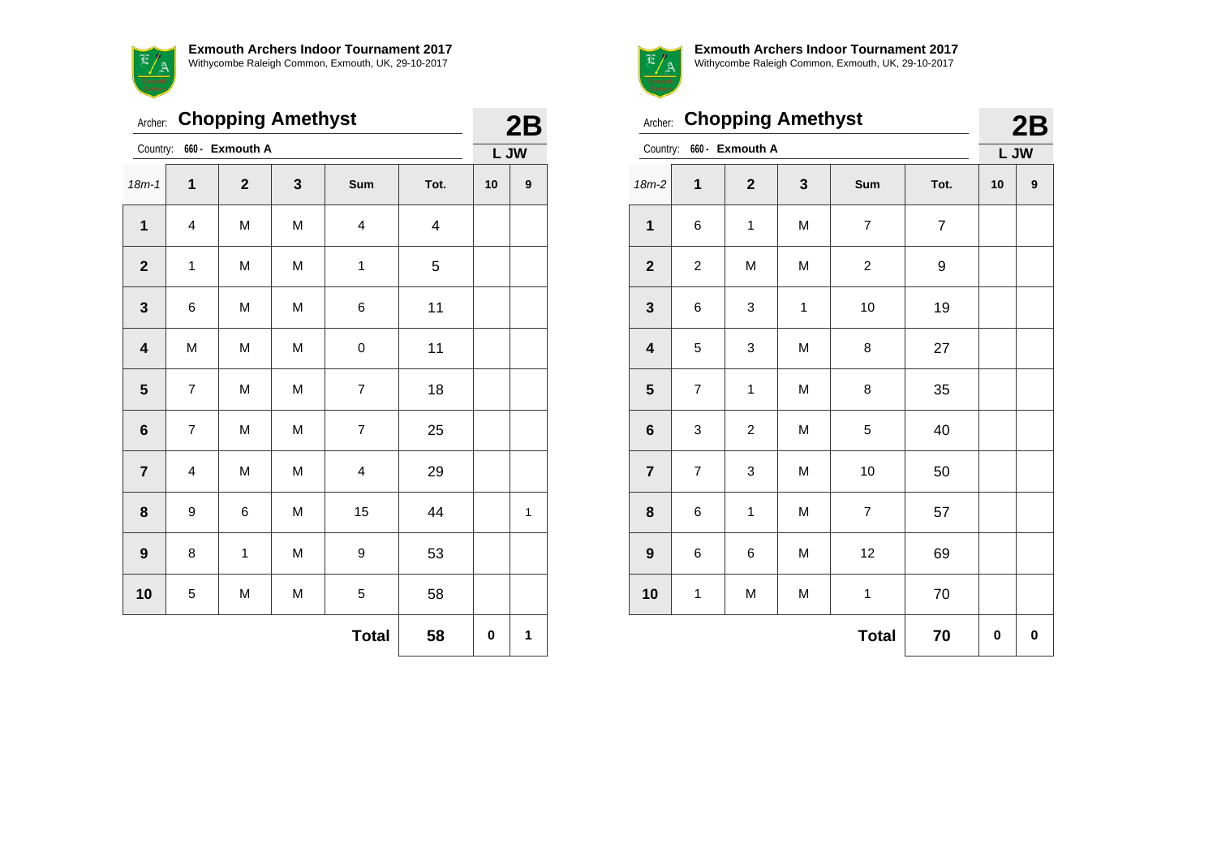**Exmouth Archers Indoor Tournament 2017**
Withycombe Raleigh Common, Exmouth, UK, 29-10-2017

Archer: **Chopping Amethyst** — **2B**

Country: 660 - **Exmouth A** — **L JW**

| 18m-1 | 1 | 2 | 3 | Sum | Tot. | 10 | 9 |
|---|---|---|---|---|---|---|---|
| **1** | 4 | M | M | 4 | 4 | | |
| **2** | 1 | M | M | 1 | 5 | | |
| **3** | 6 | M | M | 6 | 11 | | |
| **4** | M | M | M | 0 | 11 | | |
| **5** | 7 | M | M | 7 | 18 | | |
| **6** | 7 | M | M | 7 | 25 | | |
| **7** | 4 | M | M | 4 | 29 | | |
| **8** | 9 | 6 | M | 15 | 44 | | 1 |
| **9** | 8 | 1 | M | 9 | 53 | | |
| **10** | 5 | M | M | 5 | 58 | | |
| | | | | **Total** | **58** | **0** | **1** |

**Exmouth Archers Indoor Tournament 2017**
Withycombe Raleigh Common, Exmouth, UK, 29-10-2017

Archer: **Chopping Amethyst** — **2B**

Country: 660 - **Exmouth A** — **L JW**

| 18m-2 | 1 | 2 | 3 | Sum | Tot. | 10 | 9 |
|---|---|---|---|---|---|---|---|
| **1** | 6 | 1 | M | 7 | 7 | | |
| **2** | 2 | M | M | 2 | 9 | | |
| **3** | 6 | 3 | 1 | 10 | 19 | | |
| **4** | 5 | 3 | M | 8 | 27 | | |
| **5** | 7 | 1 | M | 8 | 35 | | |
| **6** | 3 | 2 | M | 5 | 40 | | |
| **7** | 7 | 3 | M | 10 | 50 | | |
| **8** | 6 | 1 | M | 7 | 57 | | |
| **9** | 6 | 6 | M | 12 | 69 | | |
| **10** | 1 | M | M | 1 | 70 | | |
| | | | | **Total** | **70** | **0** | **0** |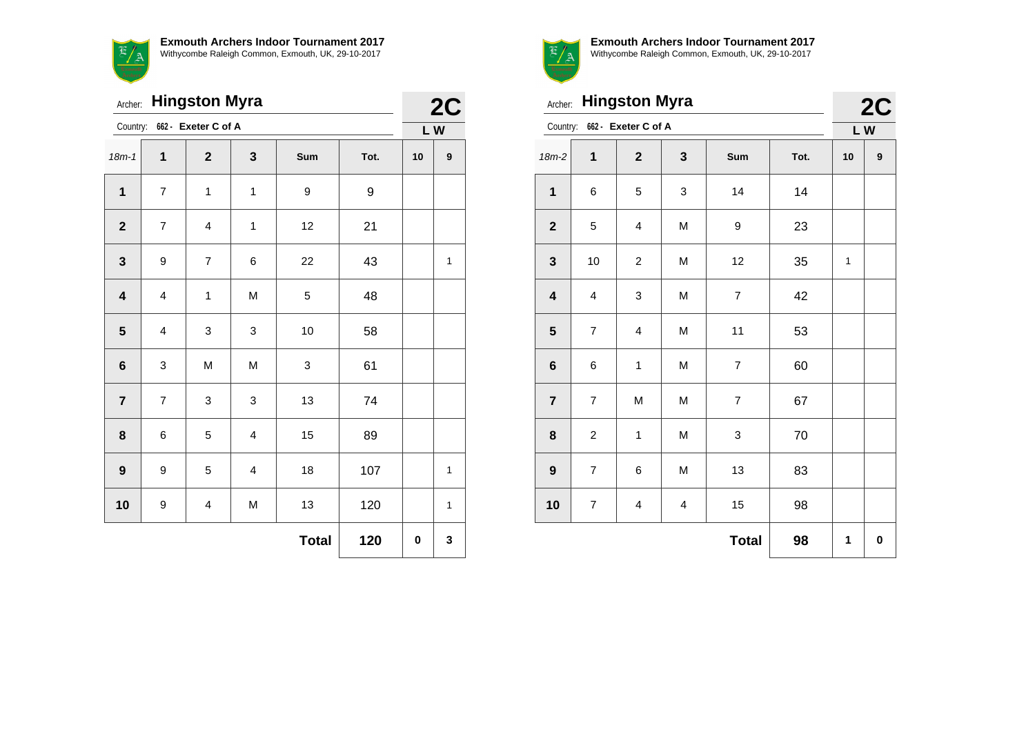**Exmouth Archers Indoor Tournament 2017**
Withycombe Raleigh Common, Exmouth, UK, 29-10-2017

Archer: **Hingston Myra**

Country: 662 - **Exeter C of A**

**2C**

L W

| 18m-1 | 1 | 2 | 3 | Sum | Tot. | 10 | 9 |
|---|---|---|---|---|---|---|---|
| **1** | 7 | 1 | 1 | 9 | 9 | | |
| **2** | 7 | 4 | 1 | 12 | 21 | | |
| **3** | 9 | 7 | 6 | 22 | 43 | | 1 |
| **4** | 4 | 1 | M | 5 | 48 | | |
| **5** | 4 | 3 | 3 | 10 | 58 | | |
| **6** | 3 | M | M | 3 | 61 | | |
| **7** | 7 | 3 | 3 | 13 | 74 | | |
| **8** | 6 | 5 | 4 | 15 | 89 | | |
| **9** | 9 | 5 | 4 | 18 | 107 | | 1 |
| **10** | 9 | 4 | M | 13 | 120 | | 1 |
| | | | | **Total** | **120** | **0** | **3** |

**Exmouth Archers Indoor Tournament 2017**
Withycombe Raleigh Common, Exmouth, UK, 29-10-2017

Archer: **Hingston Myra**

Country: 662 - **Exeter C of A**

**2C**

L W

| 18m-2 | 1 | 2 | 3 | Sum | Tot. | 10 | 9 |
|---|---|---|---|---|---|---|---|
| **1** | 6 | 5 | 3 | 14 | 14 | | |
| **2** | 5 | 4 | M | 9 | 23 | | |
| **3** | 10 | 2 | M | 12 | 35 | 1 | |
| **4** | 4 | 3 | M | 7 | 42 | | |
| **5** | 7 | 4 | M | 11 | 53 | | |
| **6** | 6 | 1 | M | 7 | 60 | | |
| **7** | 7 | M | M | 7 | 67 | | |
| **8** | 2 | 1 | M | 3 | 70 | | |
| **9** | 7 | 6 | M | 13 | 83 | | |
| **10** | 7 | 4 | 4 | 15 | 98 | | |
| | | | | **Total** | **98** | **1** | **0** |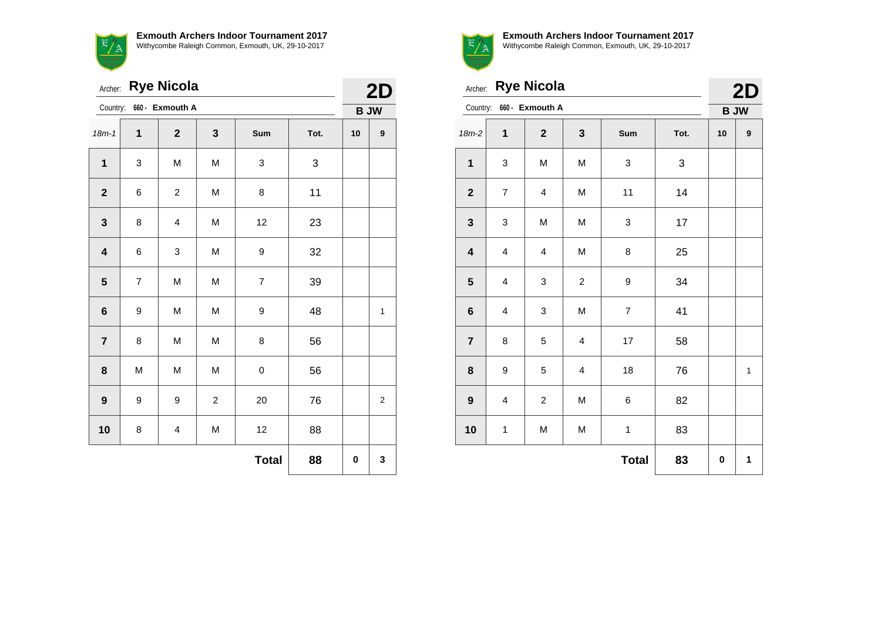**Exmouth Archers Indoor Tournament 2017**
Withycombe Raleigh Common, Exmouth, UK, 29-10-2017

Archer: **Rye Nicola**

Country: 660 - **Exmouth A**

**2D**

**B JW**

| 18m-1 | 1 | 2 | 3 | Sum | Tot. | 10 | 9 |
|---|---|---|---|---|---|---|---|
| **1** | 3 | M | M | 3 | 3 | | |
| **2** | 6 | 2 | M | 8 | 11 | | |
| **3** | 8 | 4 | M | 12 | 23 | | |
| **4** | 6 | 3 | M | 9 | 32 | | |
| **5** | 7 | M | M | 7 | 39 | | |
| **6** | 9 | M | M | 9 | 48 | | 1 |
| **7** | 8 | M | M | 8 | 56 | | |
| **8** | M | M | M | 0 | 56 | | |
| **9** | 9 | 9 | 2 | 20 | 76 | | 2 |
| **10** | 8 | 4 | M | 12 | 88 | | |
| | | | | **Total** | **88** | **0** | **3** |

**Exmouth Archers Indoor Tournament 2017**
Withycombe Raleigh Common, Exmouth, UK, 29-10-2017

Archer: **Rye Nicola**

Country: 660 - **Exmouth A**

**2D**

**B JW**

| 18m-2 | 1 | 2 | 3 | Sum | Tot. | 10 | 9 |
|---|---|---|---|---|---|---|---|
| **1** | 3 | M | M | 3 | 3 | | |
| **2** | 7 | 4 | M | 11 | 14 | | |
| **3** | 3 | M | M | 3 | 17 | | |
| **4** | 4 | 4 | M | 8 | 25 | | |
| **5** | 4 | 3 | 2 | 9 | 34 | | |
| **6** | 4 | 3 | M | 7 | 41 | | |
| **7** | 8 | 5 | 4 | 17 | 58 | | |
| **8** | 9 | 5 | 4 | 18 | 76 | | 1 |
| **9** | 4 | 2 | M | 6 | 82 | | |
| **10** | 1 | M | M | 1 | 83 | | |
| | | | | **Total** | **83** | **0** | **1** |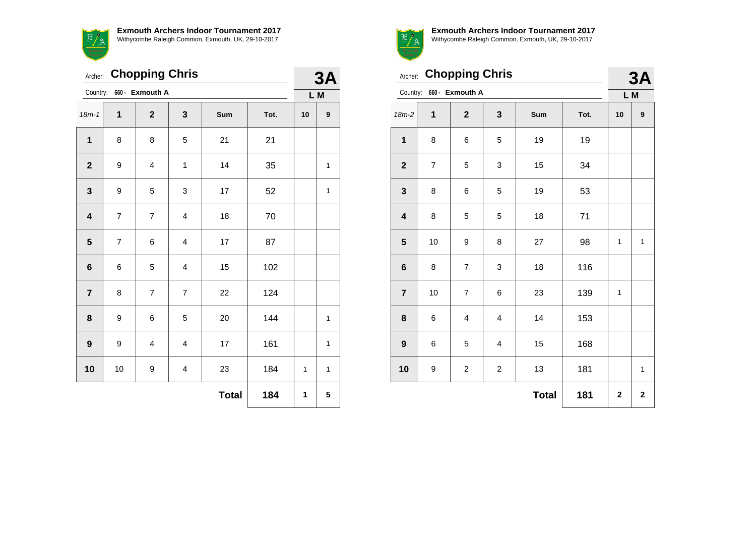**Exmouth Archers Indoor Tournament 2017**
Withycombe Raleigh Common, Exmouth, UK, 29-10-2017

Archer: **Chopping Chris**

Country: 660 - **Exmouth A**

**3A**

**L M**

| 18m-1 | 1 | 2 | 3 | Sum | Tot. | 10 | 9 |
|---|---|---|---|---|---|---|---|
| **1** | 8 | 8 | 5 | 21 | 21 | | |
| **2** | 9 | 4 | 1 | 14 | 35 | | 1 |
| **3** | 9 | 5 | 3 | 17 | 52 | | 1 |
| **4** | 7 | 7 | 4 | 18 | 70 | | |
| **5** | 7 | 6 | 4 | 17 | 87 | | |
| **6** | 6 | 5 | 4 | 15 | 102 | | |
| **7** | 8 | 7 | 7 | 22 | 124 | | |
| **8** | 9 | 6 | 5 | 20 | 144 | | 1 |
| **9** | 9 | 4 | 4 | 17 | 161 | | 1 |
| **10** | 10 | 9 | 4 | 23 | 184 | 1 | 1 |
| | | | | **Total** | **184** | **1** | **5** |

**Exmouth Archers Indoor Tournament 2017**
Withycombe Raleigh Common, Exmouth, UK, 29-10-2017

Archer: **Chopping Chris**

Country: 660 - **Exmouth A**

**3A**

**L M**

| 18m-2 | 1 | 2 | 3 | Sum | Tot. | 10 | 9 |
|---|---|---|---|---|---|---|---|
| **1** | 8 | 6 | 5 | 19 | 19 | | |
| **2** | 7 | 5 | 3 | 15 | 34 | | |
| **3** | 8 | 6 | 5 | 19 | 53 | | |
| **4** | 8 | 5 | 5 | 18 | 71 | | |
| **5** | 10 | 9 | 8 | 27 | 98 | 1 | 1 |
| **6** | 8 | 7 | 3 | 18 | 116 | | |
| **7** | 10 | 7 | 6 | 23 | 139 | 1 | |
| **8** | 6 | 4 | 4 | 14 | 153 | | |
| **9** | 6 | 5 | 4 | 15 | 168 | | |
| **10** | 9 | 2 | 2 | 13 | 181 | | 1 |
| | | | | **Total** | **181** | **2** | **2** |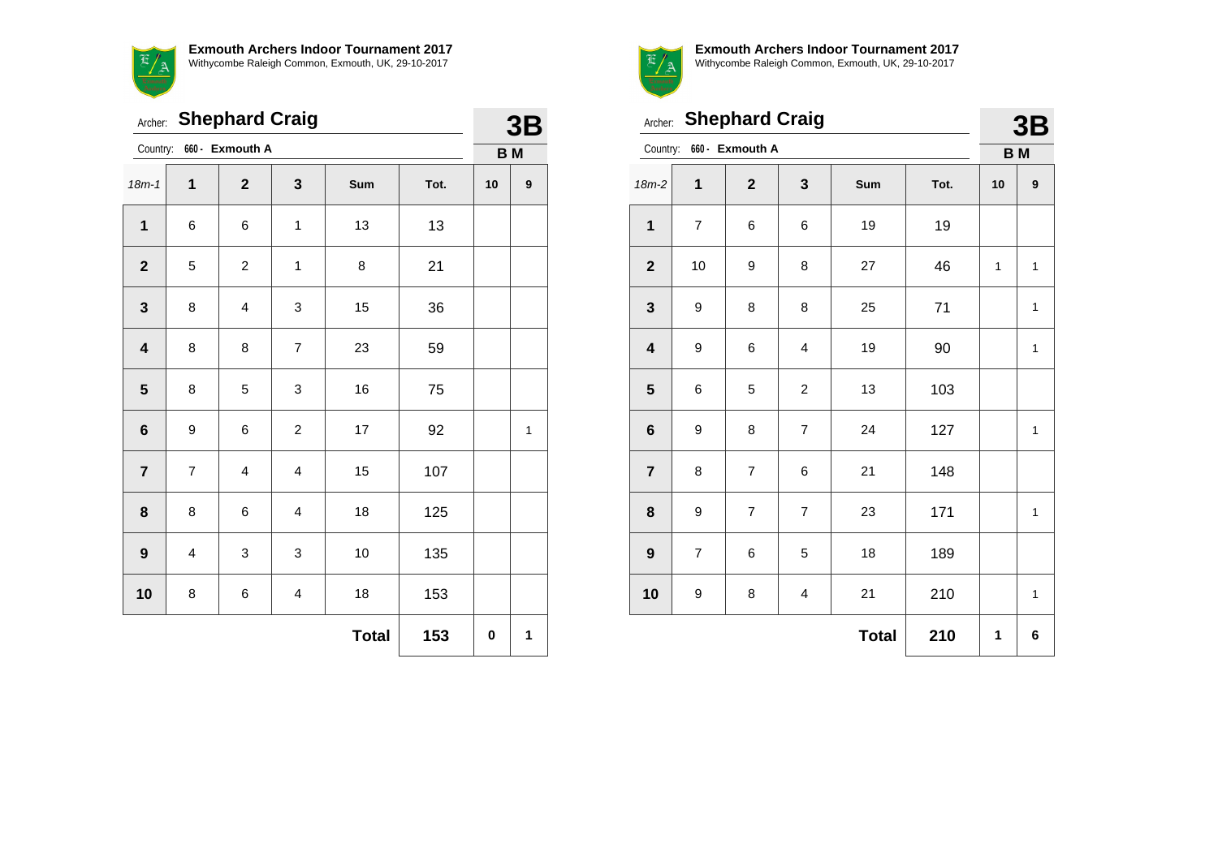**Exmouth Archers Indoor Tournament 2017**
Withycombe Raleigh Common, Exmouth, UK, 29-10-2017

Archer: **Shephard Craig**

Country: 660 - **Exmouth A**

**3B**

**B M**

| 18m-1 | 1 | 2 | 3 | Sum | Tot. | 10 | 9 |
|---|---|---|---|---|---|---|---|
| **1** | 6 | 6 | 1 | 13 | 13 | | |
| **2** | 5 | 2 | 1 | 8 | 21 | | |
| **3** | 8 | 4 | 3 | 15 | 36 | | |
| **4** | 8 | 8 | 7 | 23 | 59 | | |
| **5** | 8 | 5 | 3 | 16 | 75 | | |
| **6** | 9 | 6 | 2 | 17 | 92 | | 1 |
| **7** | 7 | 4 | 4 | 15 | 107 | | |
| **8** | 8 | 6 | 4 | 18 | 125 | | |
| **9** | 4 | 3 | 3 | 10 | 135 | | |
| **10** | 8 | 6 | 4 | 18 | 153 | | |
| | | | | **Total** | **153** | **0** | **1** |

**Exmouth Archers Indoor Tournament 2017**
Withycombe Raleigh Common, Exmouth, UK, 29-10-2017

Archer: **Shephard Craig**

Country: 660 - **Exmouth A**

**3B**

**B M**

| 18m-2 | 1 | 2 | 3 | Sum | Tot. | 10 | 9 |
|---|---|---|---|---|---|---|---|
| **1** | 7 | 6 | 6 | 19 | 19 | | |
| **2** | 10 | 9 | 8 | 27 | 46 | 1 | 1 |
| **3** | 9 | 8 | 8 | 25 | 71 | | 1 |
| **4** | 9 | 6 | 4 | 19 | 90 | | 1 |
| **5** | 6 | 5 | 2 | 13 | 103 | | |
| **6** | 9 | 8 | 7 | 24 | 127 | | 1 |
| **7** | 8 | 7 | 6 | 21 | 148 | | |
| **8** | 9 | 7 | 7 | 23 | 171 | | 1 |
| **9** | 7 | 6 | 5 | 18 | 189 | | |
| **10** | 9 | 8 | 4 | 21 | 210 | | 1 |
| | | | | **Total** | **210** | **1** | **6** |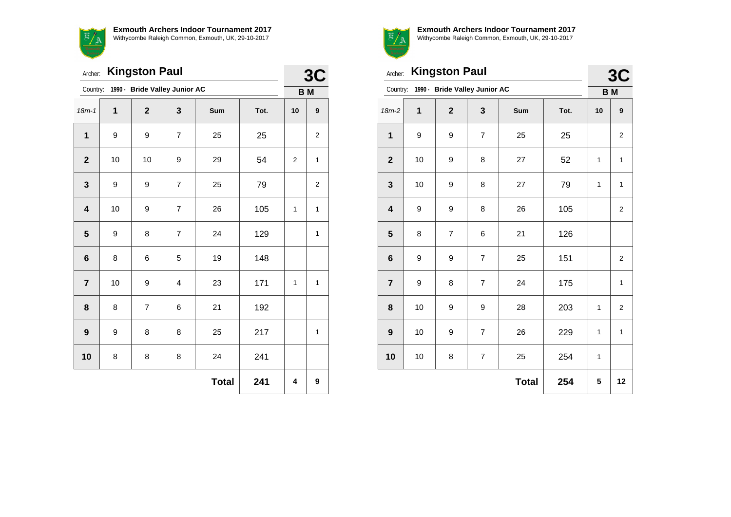**Exmouth Archers Indoor Tournament 2017**
Withycombe Raleigh Common, Exmouth, UK, 29-10-2017

Archer: **Kingston Paul**

Country: **1990 - Bride Valley Junior AC**

**3C**

**B M**

| 18m-1 | 1 | 2 | 3 | Sum | Tot. | 10 | 9 |
|---|---|---|---|---|---|---|---|
| **1** | 9 | 9 | 7 | 25 | 25 | | 2 |
| **2** | 10 | 10 | 9 | 29 | 54 | 2 | 1 |
| **3** | 9 | 9 | 7 | 25 | 79 | | 2 |
| **4** | 10 | 9 | 7 | 26 | 105 | 1 | 1 |
| **5** | 9 | 8 | 7 | 24 | 129 | | 1 |
| **6** | 8 | 6 | 5 | 19 | 148 | | |
| **7** | 10 | 9 | 4 | 23 | 171 | 1 | 1 |
| **8** | 8 | 7 | 6 | 21 | 192 | | |
| **9** | 9 | 8 | 8 | 25 | 217 | | 1 |
| **10** | 8 | 8 | 8 | 24 | 241 | | |
| | | | | **Total** | **241** | **4** | **9** |

**Exmouth Archers Indoor Tournament 2017**
Withycombe Raleigh Common, Exmouth, UK, 29-10-2017

Archer: **Kingston Paul**

Country: **1990 - Bride Valley Junior AC**

**3C**

**B M**

| 18m-2 | 1 | 2 | 3 | Sum | Tot. | 10 | 9 |
|---|---|---|---|---|---|---|---|
| **1** | 9 | 9 | 7 | 25 | 25 | | 2 |
| **2** | 10 | 9 | 8 | 27 | 52 | 1 | 1 |
| **3** | 10 | 9 | 8 | 27 | 79 | 1 | 1 |
| **4** | 9 | 9 | 8 | 26 | 105 | | 2 |
| **5** | 8 | 7 | 6 | 21 | 126 | | |
| **6** | 9 | 9 | 7 | 25 | 151 | | 2 |
| **7** | 9 | 8 | 7 | 24 | 175 | | 1 |
| **8** | 10 | 9 | 9 | 28 | 203 | 1 | 2 |
| **9** | 10 | 9 | 7 | 26 | 229 | 1 | 1 |
| **10** | 10 | 8 | 7 | 25 | 254 | 1 | |
| | | | | **Total** | **254** | **5** | **12** |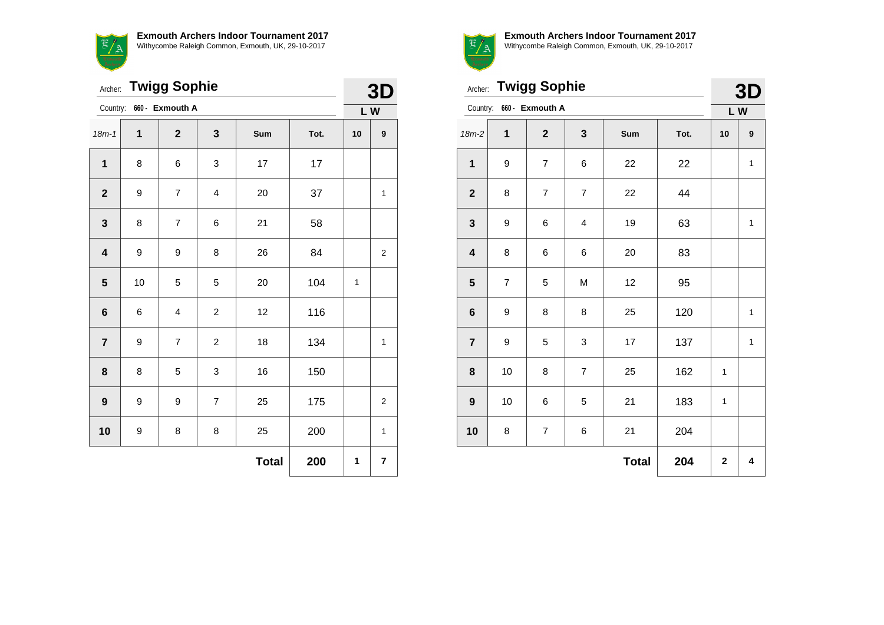**Exmouth Archers Indoor Tournament 2017**
Withycombe Raleigh Common, Exmouth, UK, 29-10-2017

Archer: **Twigg Sophie**

Country: 660 - **Exmouth A**

**3D**
**L W**

| 18m-1 | 1 | 2 | 3 | Sum | Tot. | 10 | 9 |
|---|---|---|---|---|---|---|---|
| **1** | 8 | 6 | 3 | 17 | 17 | | |
| **2** | 9 | 7 | 4 | 20 | 37 | | 1 |
| **3** | 8 | 7 | 6 | 21 | 58 | | |
| **4** | 9 | 9 | 8 | 26 | 84 | | 2 |
| **5** | 10 | 5 | 5 | 20 | 104 | 1 | |
| **6** | 6 | 4 | 2 | 12 | 116 | | |
| **7** | 9 | 7 | 2 | 18 | 134 | | 1 |
| **8** | 8 | 5 | 3 | 16 | 150 | | |
| **9** | 9 | 9 | 7 | 25 | 175 | | 2 |
| **10** | 9 | 8 | 8 | 25 | 200 | | 1 |
| | | | | **Total** | **200** | **1** | **7** |

**Exmouth Archers Indoor Tournament 2017**
Withycombe Raleigh Common, Exmouth, UK, 29-10-2017

Archer: **Twigg Sophie**

Country: 660 - **Exmouth A**

**3D**
**L W**

| 18m-2 | 1 | 2 | 3 | Sum | Tot. | 10 | 9 |
|---|---|---|---|---|---|---|---|
| **1** | 9 | 7 | 6 | 22 | 22 | | 1 |
| **2** | 8 | 7 | 7 | 22 | 44 | | |
| **3** | 9 | 6 | 4 | 19 | 63 | | 1 |
| **4** | 8 | 6 | 6 | 20 | 83 | | |
| **5** | 7 | 5 | M | 12 | 95 | | |
| **6** | 9 | 8 | 8 | 25 | 120 | | 1 |
| **7** | 9 | 5 | 3 | 17 | 137 | | 1 |
| **8** | 10 | 8 | 7 | 25 | 162 | 1 | |
| **9** | 10 | 6 | 5 | 21 | 183 | 1 | |
| **10** | 8 | 7 | 6 | 21 | 204 | | |
| | | | | **Total** | **204** | **2** | **4** |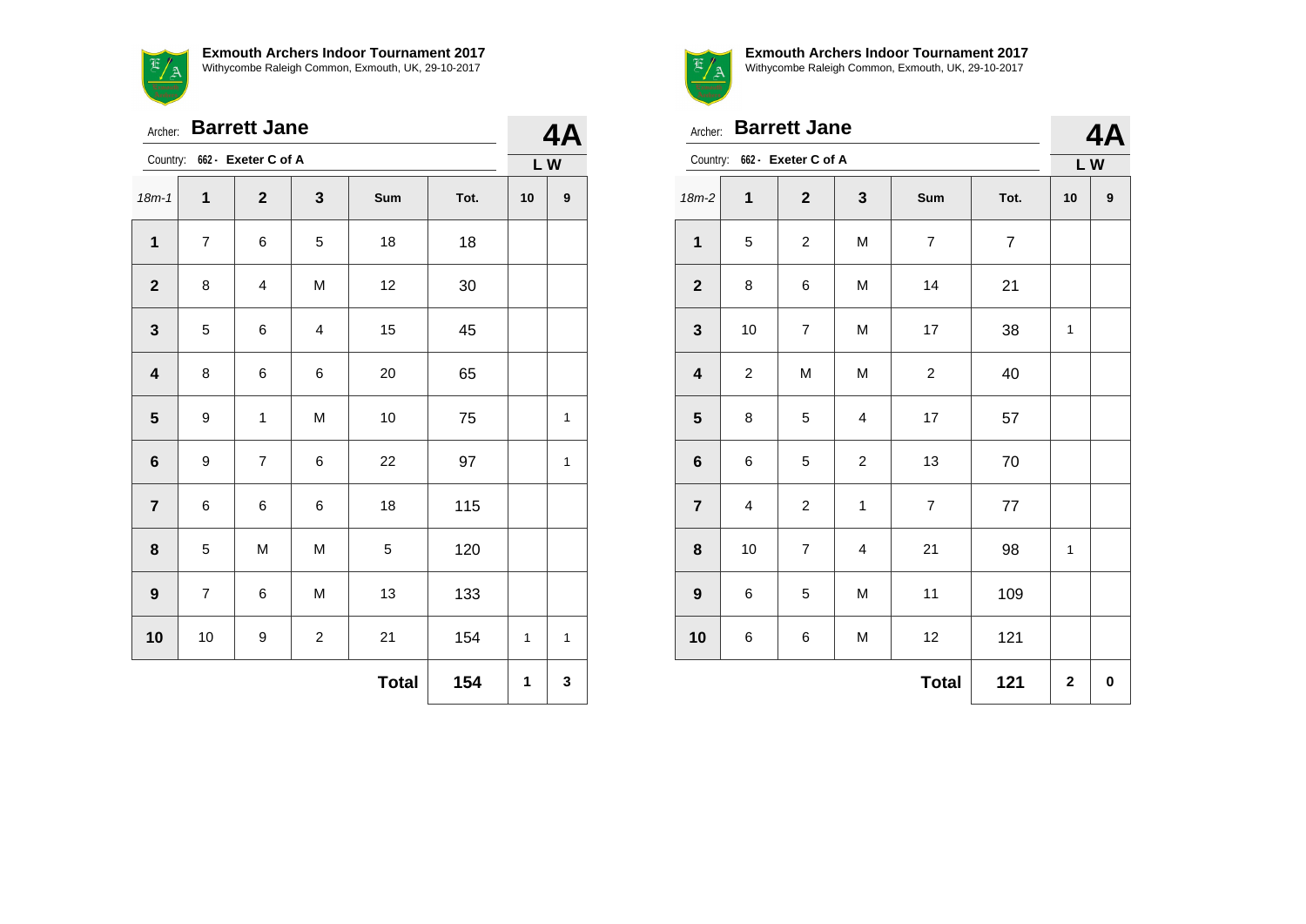**Exmouth Archers Indoor Tournament 2017**
Withycombe Raleigh Common, Exmouth, UK, 29-10-2017

Archer: **Barrett Jane**

Country: 662 - **Exeter C of A**

**4A**

**L W**

| 18m-1 | 1 | 2 | 3 | Sum | Tot. | 10 | 9 |
|---|---|---|---|---|---|---|---|
| **1** | 7 | 6 | 5 | 18 | 18 | | |
| **2** | 8 | 4 | M | 12 | 30 | | |
| **3** | 5 | 6 | 4 | 15 | 45 | | |
| **4** | 8 | 6 | 6 | 20 | 65 | | |
| **5** | 9 | 1 | M | 10 | 75 | | 1 |
| **6** | 9 | 7 | 6 | 22 | 97 | | 1 |
| **7** | 6 | 6 | 6 | 18 | 115 | | |
| **8** | 5 | M | M | 5 | 120 | | |
| **9** | 7 | 6 | M | 13 | 133 | | |
| **10** | 10 | 9 | 2 | 21 | 154 | 1 | 1 |
| | | | | **Total** | **154** | **1** | **3** |

**Exmouth Archers Indoor Tournament 2017**
Withycombe Raleigh Common, Exmouth, UK, 29-10-2017

Archer: **Barrett Jane**

Country: 662 - **Exeter C of A**

**4A**

**L W**

| 18m-2 | 1 | 2 | 3 | Sum | Tot. | 10 | 9 |
|---|---|---|---|---|---|---|---|
| **1** | 5 | 2 | M | 7 | 7 | | |
| **2** | 8 | 6 | M | 14 | 21 | | |
| **3** | 10 | 7 | M | 17 | 38 | 1 | |
| **4** | 2 | M | M | 2 | 40 | | |
| **5** | 8 | 5 | 4 | 17 | 57 | | |
| **6** | 6 | 5 | 2 | 13 | 70 | | |
| **7** | 4 | 2 | 1 | 7 | 77 | | |
| **8** | 10 | 7 | 4 | 21 | 98 | 1 | |
| **9** | 6 | 5 | M | 11 | 109 | | |
| **10** | 6 | 6 | M | 12 | 121 | | |
| | | | | **Total** | **121** | **2** | **0** |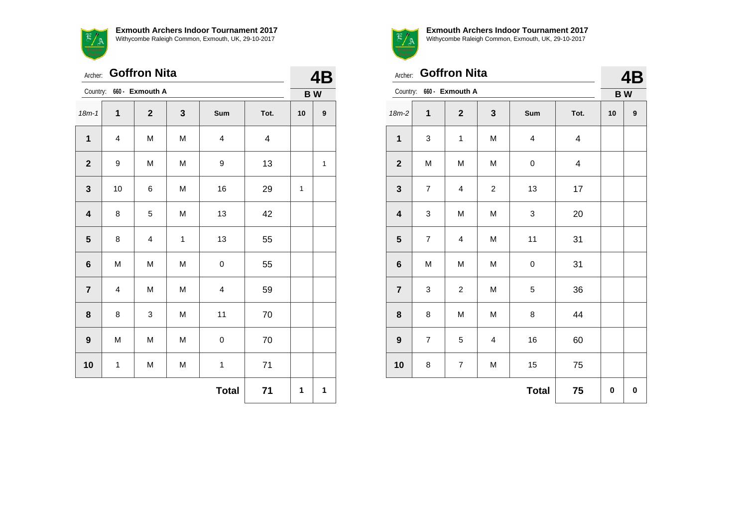**Exmouth Archers Indoor Tournament 2017**
Withycombe Raleigh Common, Exmouth, UK, 29-10-2017

Archer: **Goffron Nita**

Country: 660 - **Exmouth A**

**4B**

**B W**

| 18m-1 | 1 | 2 | 3 | Sum | Tot. | 10 | 9 |
|---|---|---|---|---|---|---|---|
| **1** | 4 | M | M | 4 | 4 | | |
| **2** | 9 | M | M | 9 | 13 | | 1 |
| **3** | 10 | 6 | M | 16 | 29 | 1 | |
| **4** | 8 | 5 | M | 13 | 42 | | |
| **5** | 8 | 4 | 1 | 13 | 55 | | |
| **6** | M | M | M | 0 | 55 | | |
| **7** | 4 | M | M | 4 | 59 | | |
| **8** | 8 | 3 | M | 11 | 70 | | |
| **9** | M | M | M | 0 | 70 | | |
| **10** | 1 | M | M | 1 | 71 | | |
| | | | | **Total** | **71** | **1** | **1** |

**Exmouth Archers Indoor Tournament 2017**
Withycombe Raleigh Common, Exmouth, UK, 29-10-2017

Archer: **Goffron Nita**

Country: 660 - **Exmouth A**

**4B**

**B W**

| 18m-2 | 1 | 2 | 3 | Sum | Tot. | 10 | 9 |
|---|---|---|---|---|---|---|---|
| **1** | 3 | 1 | M | 4 | 4 | | |
| **2** | M | M | M | 0 | 4 | | |
| **3** | 7 | 4 | 2 | 13 | 17 | | |
| **4** | 3 | M | M | 3 | 20 | | |
| **5** | 7 | 4 | M | 11 | 31 | | |
| **6** | M | M | M | 0 | 31 | | |
| **7** | 3 | 2 | M | 5 | 36 | | |
| **8** | 8 | M | M | 8 | 44 | | |
| **9** | 7 | 5 | 4 | 16 | 60 | | |
| **10** | 8 | 7 | M | 15 | 75 | | |
| | | | | **Total** | **75** | **0** | **0** |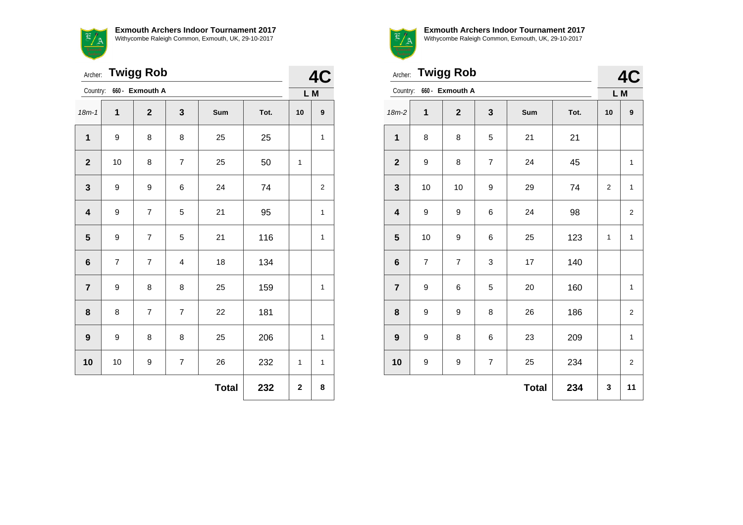**Exmouth Archers Indoor Tournament 2017**
Withycombe Raleigh Common, Exmouth, UK, 29-10-2017

Archer: **Twigg Rob**

Country: 660 - **Exmouth A**

**4C**

**L M**

| 18m-1 | 1 | 2 | 3 | Sum | Tot. | 10 | 9 |
|---|---|---|---|---|---|---|---|
| **1** | 9 | 8 | 8 | 25 | 25 | | 1 |
| **2** | 10 | 8 | 7 | 25 | 50 | 1 | |
| **3** | 9 | 9 | 6 | 24 | 74 | | 2 |
| **4** | 9 | 7 | 5 | 21 | 95 | | 1 |
| **5** | 9 | 7 | 5 | 21 | 116 | | 1 |
| **6** | 7 | 7 | 4 | 18 | 134 | | |
| **7** | 9 | 8 | 8 | 25 | 159 | | 1 |
| **8** | 8 | 7 | 7 | 22 | 181 | | |
| **9** | 9 | 8 | 8 | 25 | 206 | | 1 |
| **10** | 10 | 9 | 7 | 26 | 232 | 1 | 1 |
| | | | | **Total** | **232** | **2** | **8** |

**Exmouth Archers Indoor Tournament 2017**
Withycombe Raleigh Common, Exmouth, UK, 29-10-2017

Archer: **Twigg Rob**

Country: 660 - **Exmouth A**

**4C**

**L M**

| 18m-2 | 1 | 2 | 3 | Sum | Tot. | 10 | 9 |
|---|---|---|---|---|---|---|---|
| **1** | 8 | 8 | 5 | 21 | 21 | | |
| **2** | 9 | 8 | 7 | 24 | 45 | | 1 |
| **3** | 10 | 10 | 9 | 29 | 74 | 2 | 1 |
| **4** | 9 | 9 | 6 | 24 | 98 | | 2 |
| **5** | 10 | 9 | 6 | 25 | 123 | 1 | 1 |
| **6** | 7 | 7 | 3 | 17 | 140 | | |
| **7** | 9 | 6 | 5 | 20 | 160 | | 1 |
| **8** | 9 | 9 | 8 | 26 | 186 | | 2 |
| **9** | 9 | 8 | 6 | 23 | 209 | | 1 |
| **10** | 9 | 9 | 7 | 25 | 234 | | 2 |
| | | | | **Total** | **234** | **3** | **11** |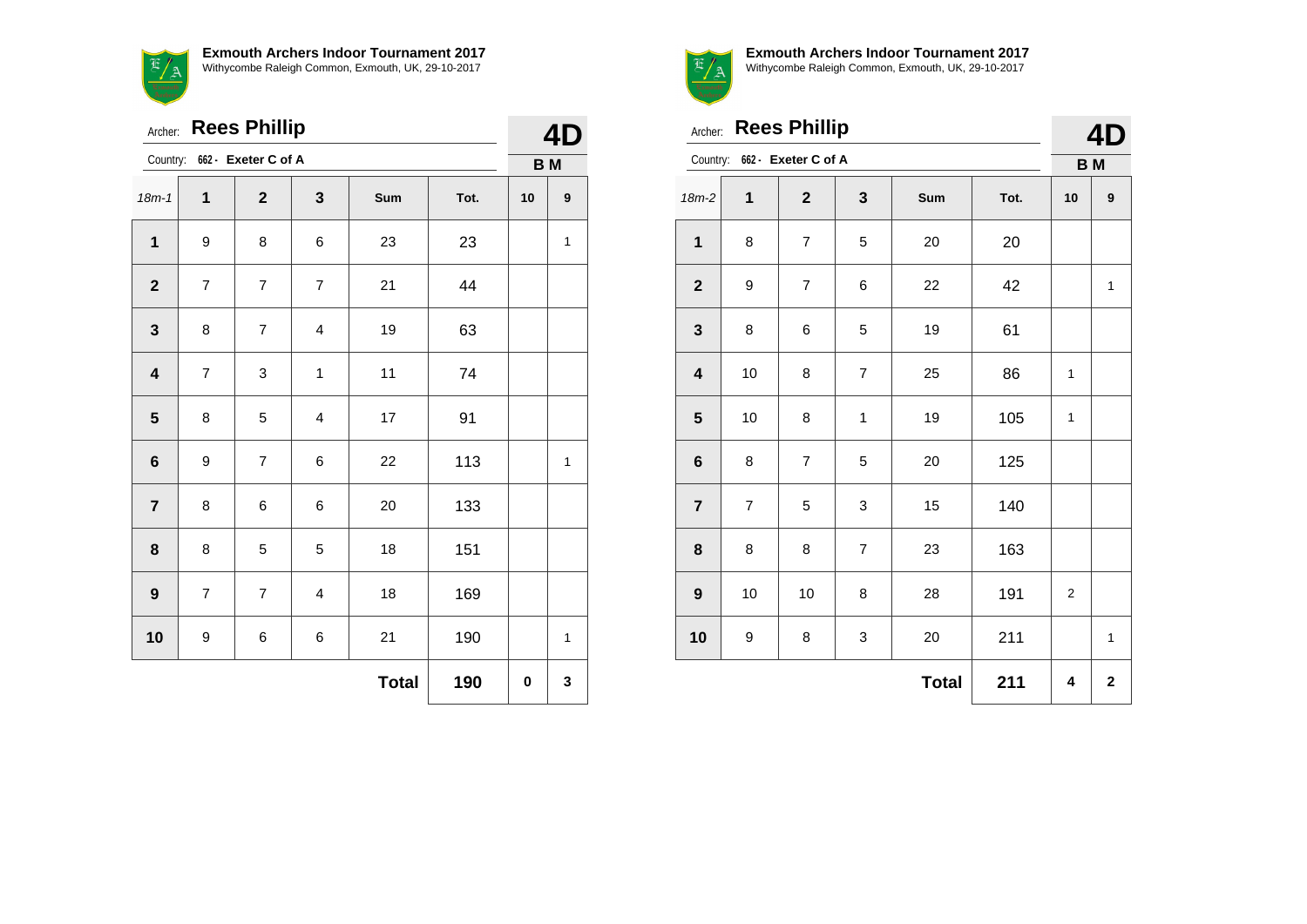**Exmouth Archers Indoor Tournament 2017**
Withycombe Raleigh Common, Exmouth, UK, 29-10-2017

Archer: **Rees Phillip**

Country: 662 - **Exeter C of A**

**4D**

**B M**

| 18m-1 | 1 | 2 | 3 | Sum | Tot. | 10 | 9 |
|---|---|---|---|---|---|---|---|
| **1** | 9 | 8 | 6 | 23 | 23 | | 1 |
| **2** | 7 | 7 | 7 | 21 | 44 | | |
| **3** | 8 | 7 | 4 | 19 | 63 | | |
| **4** | 7 | 3 | 1 | 11 | 74 | | |
| **5** | 8 | 5 | 4 | 17 | 91 | | |
| **6** | 9 | 7 | 6 | 22 | 113 | | 1 |
| **7** | 8 | 6 | 6 | 20 | 133 | | |
| **8** | 8 | 5 | 5 | 18 | 151 | | |
| **9** | 7 | 7 | 4 | 18 | 169 | | |
| **10** | 9 | 6 | 6 | 21 | 190 | | 1 |
| | | | | **Total** | **190** | **0** | **3** |

**Exmouth Archers Indoor Tournament 2017**
Withycombe Raleigh Common, Exmouth, UK, 29-10-2017

Archer: **Rees Phillip**

Country: 662 - **Exeter C of A**

**4D**

**B M**

| 18m-2 | 1 | 2 | 3 | Sum | Tot. | 10 | 9 |
|---|---|---|---|---|---|---|---|
| **1** | 8 | 7 | 5 | 20 | 20 | | |
| **2** | 9 | 7 | 6 | 22 | 42 | | 1 |
| **3** | 8 | 6 | 5 | 19 | 61 | | |
| **4** | 10 | 8 | 7 | 25 | 86 | 1 | |
| **5** | 10 | 8 | 1 | 19 | 105 | 1 | |
| **6** | 8 | 7 | 5 | 20 | 125 | | |
| **7** | 7 | 5 | 3 | 15 | 140 | | |
| **8** | 8 | 8 | 7 | 23 | 163 | | |
| **9** | 10 | 10 | 8 | 28 | 191 | 2 | |
| **10** | 9 | 8 | 3 | 20 | 211 | | 1 |
| | | | | **Total** | **211** | **4** | **2** |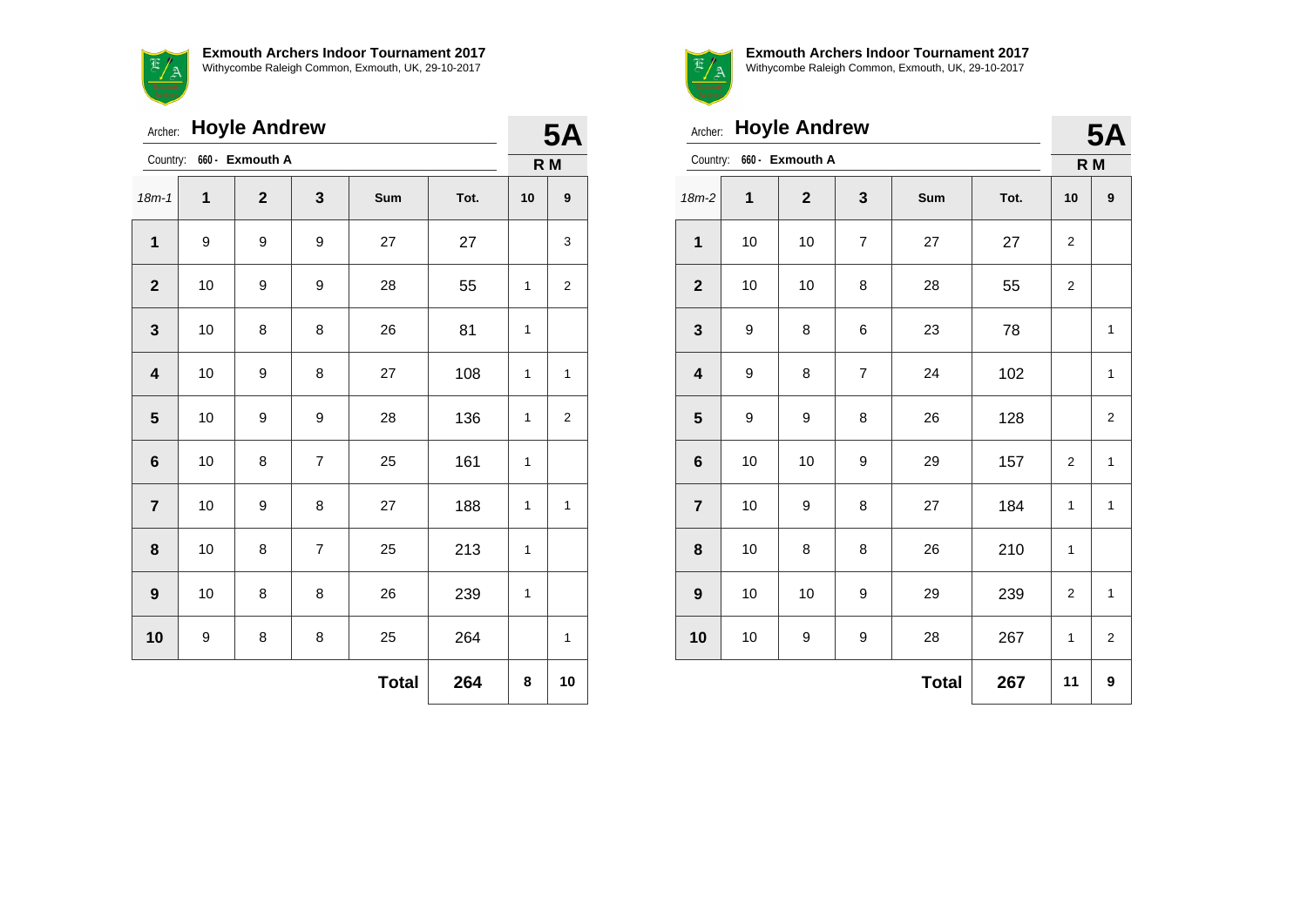**Exmouth Archers Indoor Tournament 2017**
Withycombe Raleigh Common, Exmouth, UK, 29-10-2017

Archer: **Hoyle Andrew** **5A**

Country: 660 - **Exmouth A** **R M**

| 18m-1 | 1 | 2 | 3 | Sum | Tot. | 10 | 9 |
|---|---|---|---|---|---|---|---|
| **1** | 9 | 9 | 9 | 27 | 27 | | 3 |
| **2** | 10 | 9 | 9 | 28 | 55 | 1 | 2 |
| **3** | 10 | 8 | 8 | 26 | 81 | 1 | |
| **4** | 10 | 9 | 8 | 27 | 108 | 1 | 1 |
| **5** | 10 | 9 | 9 | 28 | 136 | 1 | 2 |
| **6** | 10 | 8 | 7 | 25 | 161 | 1 | |
| **7** | 10 | 9 | 8 | 27 | 188 | 1 | 1 |
| **8** | 10 | 8 | 7 | 25 | 213 | 1 | |
| **9** | 10 | 8 | 8 | 26 | 239 | 1 | |
| **10** | 9 | 8 | 8 | 25 | 264 | | 1 |
| | | | | **Total** | **264** | **8** | **10** |

**Exmouth Archers Indoor Tournament 2017**
Withycombe Raleigh Common, Exmouth, UK, 29-10-2017

Archer: **Hoyle Andrew** **5A**

Country: 660 - **Exmouth A** **R M**

| 18m-2 | 1 | 2 | 3 | Sum | Tot. | 10 | 9 |
|---|---|---|---|---|---|---|---|
| **1** | 10 | 10 | 7 | 27 | 27 | 2 | |
| **2** | 10 | 10 | 8 | 28 | 55 | 2 | |
| **3** | 9 | 8 | 6 | 23 | 78 | | 1 |
| **4** | 9 | 8 | 7 | 24 | 102 | | 1 |
| **5** | 9 | 9 | 8 | 26 | 128 | | 2 |
| **6** | 10 | 10 | 9 | 29 | 157 | 2 | 1 |
| **7** | 10 | 9 | 8 | 27 | 184 | 1 | 1 |
| **8** | 10 | 8 | 8 | 26 | 210 | 1 | |
| **9** | 10 | 10 | 9 | 29 | 239 | 2 | 1 |
| **10** | 10 | 9 | 9 | 28 | 267 | 1 | 2 |
| | | | | **Total** | **267** | **11** | **9** |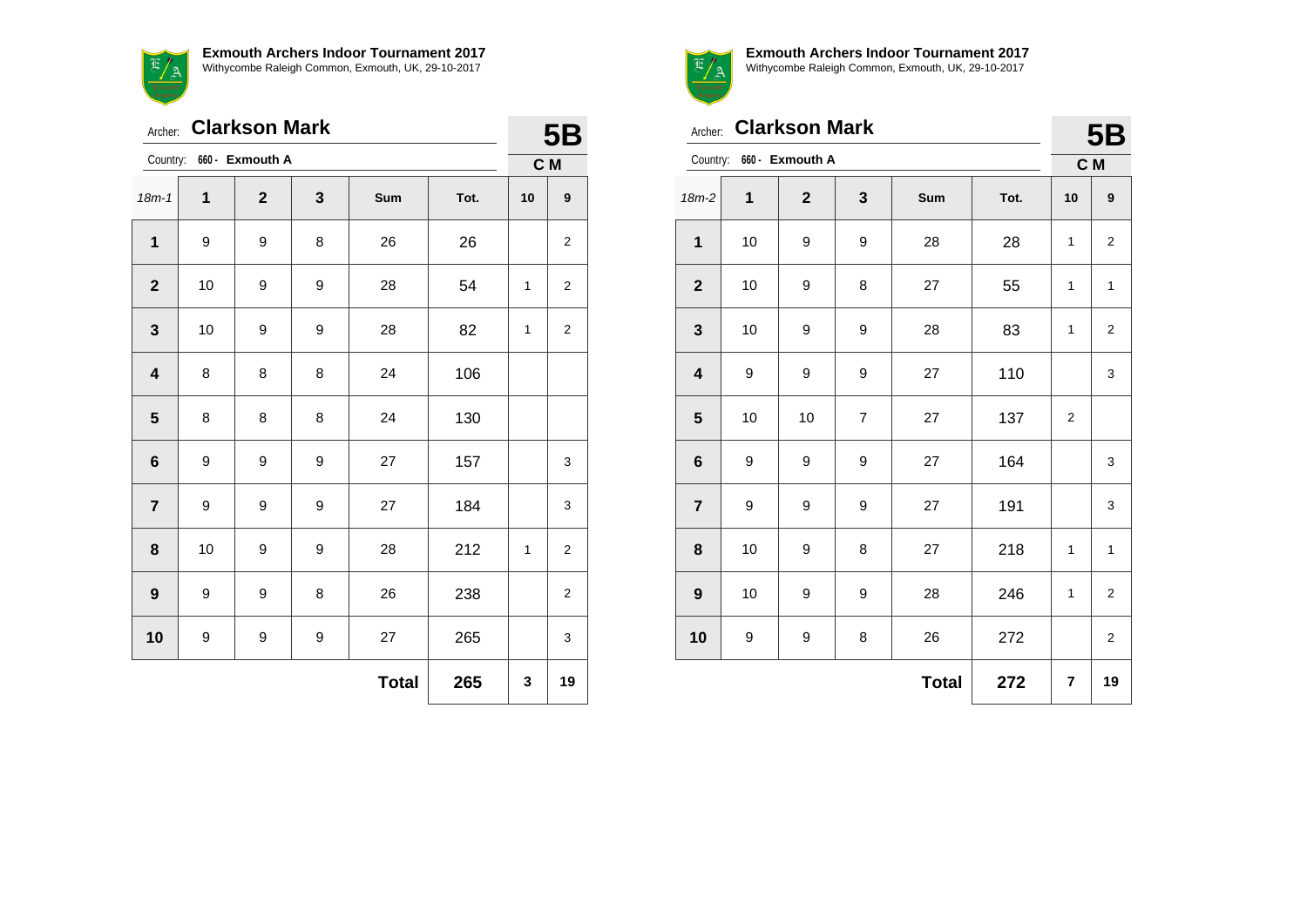**Exmouth Archers Indoor Tournament 2017**
Withycombe Raleigh Common, Exmouth, UK, 29-10-2017

Archer: **Clarkson Mark**
Country: 660 - **Exmouth A**

**5B**
**C M**

| 18m-1 | 1 | 2 | 3 | Sum | Tot. | 10 | 9 |
|---|---|---|---|---|---|---|---|
| **1** | 9 | 9 | 8 | 26 | 26 | | 2 |
| **2** | 10 | 9 | 9 | 28 | 54 | 1 | 2 |
| **3** | 10 | 9 | 9 | 28 | 82 | 1 | 2 |
| **4** | 8 | 8 | 8 | 24 | 106 | | |
| **5** | 8 | 8 | 8 | 24 | 130 | | |
| **6** | 9 | 9 | 9 | 27 | 157 | | 3 |
| **7** | 9 | 9 | 9 | 27 | 184 | | 3 |
| **8** | 10 | 9 | 9 | 28 | 212 | 1 | 2 |
| **9** | 9 | 9 | 8 | 26 | 238 | | 2 |
| **10** | 9 | 9 | 9 | 27 | 265 | | 3 |
| | | | | **Total** | **265** | **3** | **19** |

**Exmouth Archers Indoor Tournament 2017**
Withycombe Raleigh Common, Exmouth, UK, 29-10-2017

Archer: **Clarkson Mark**
Country: 660 - **Exmouth A**

**5B**
**C M**

| 18m-2 | 1 | 2 | 3 | Sum | Tot. | 10 | 9 |
|---|---|---|---|---|---|---|---|
| **1** | 10 | 9 | 9 | 28 | 28 | 1 | 2 |
| **2** | 10 | 9 | 8 | 27 | 55 | 1 | 1 |
| **3** | 10 | 9 | 9 | 28 | 83 | 1 | 2 |
| **4** | 9 | 9 | 9 | 27 | 110 | | 3 |
| **5** | 10 | 10 | 7 | 27 | 137 | 2 | |
| **6** | 9 | 9 | 9 | 27 | 164 | | 3 |
| **7** | 9 | 9 | 9 | 27 | 191 | | 3 |
| **8** | 10 | 9 | 8 | 27 | 218 | 1 | 1 |
| **9** | 10 | 9 | 9 | 28 | 246 | 1 | 2 |
| **10** | 9 | 9 | 8 | 26 | 272 | | 2 |
| | | | | **Total** | **272** | **7** | **19** |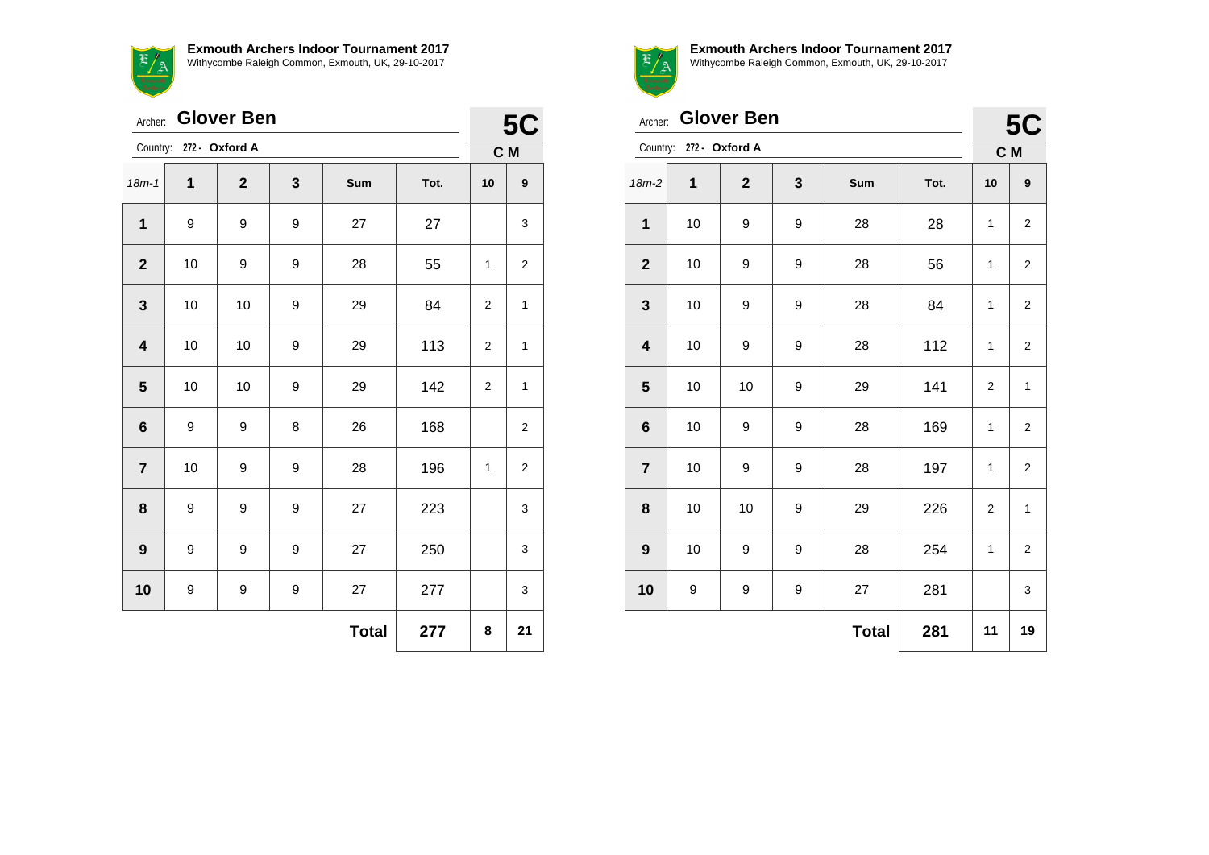**Exmouth Archers Indoor Tournament 2017**
Withycombe Raleigh Common, Exmouth, UK, 29-10-2017

Archer: **Glover Ben** — **5C**

Country: **272 - Oxford A** — **C M**

| 18m-1 | 1 | 2 | 3 | Sum | Tot. | 10 | 9 |
|---|---|---|---|---|---|---|---|
| **1** | 9 | 9 | 9 | 27 | 27 | | 3 |
| **2** | 10 | 9 | 9 | 28 | 55 | 1 | 2 |
| **3** | 10 | 10 | 9 | 29 | 84 | 2 | 1 |
| **4** | 10 | 10 | 9 | 29 | 113 | 2 | 1 |
| **5** | 10 | 10 | 9 | 29 | 142 | 2 | 1 |
| **6** | 9 | 9 | 8 | 26 | 168 | | 2 |
| **7** | 10 | 9 | 9 | 28 | 196 | 1 | 2 |
| **8** | 9 | 9 | 9 | 27 | 223 | | 3 |
| **9** | 9 | 9 | 9 | 27 | 250 | | 3 |
| **10** | 9 | 9 | 9 | 27 | 277 | | 3 |
| | | | | **Total** | **277** | **8** | **21** |

**Exmouth Archers Indoor Tournament 2017**
Withycombe Raleigh Common, Exmouth, UK, 29-10-2017

Archer: **Glover Ben** — **5C**

Country: **272 - Oxford A** — **C M**

| 18m-2 | 1 | 2 | 3 | Sum | Tot. | 10 | 9 |
|---|---|---|---|---|---|---|---|
| **1** | 10 | 9 | 9 | 28 | 28 | 1 | 2 |
| **2** | 10 | 9 | 9 | 28 | 56 | 1 | 2 |
| **3** | 10 | 9 | 9 | 28 | 84 | 1 | 2 |
| **4** | 10 | 9 | 9 | 28 | 112 | 1 | 2 |
| **5** | 10 | 10 | 9 | 29 | 141 | 2 | 1 |
| **6** | 10 | 9 | 9 | 28 | 169 | 1 | 2 |
| **7** | 10 | 9 | 9 | 28 | 197 | 1 | 2 |
| **8** | 10 | 10 | 9 | 29 | 226 | 2 | 1 |
| **9** | 10 | 9 | 9 | 28 | 254 | 1 | 2 |
| **10** | 9 | 9 | 9 | 27 | 281 | | 3 |
| | | | | **Total** | **281** | **11** | **19** |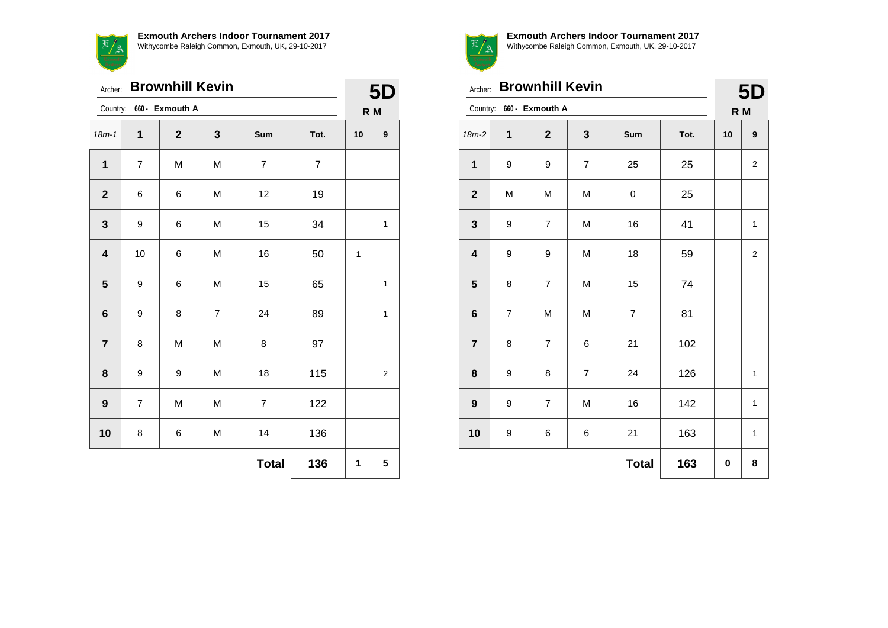**Exmouth Archers Indoor Tournament 2017**
Withycombe Raleigh Common, Exmouth, UK, 29-10-2017

Archer: **Brownhill Kevin**

Country: 660 - **Exmouth A**

**5D**

**R M**

| 18m-1 | 1 | 2 | 3 | Sum | Tot. | 10 | 9 |
|---|---|---|---|---|---|---|---|
| 1 | 7 | M | M | 7 | 7 | | |
| 2 | 6 | 6 | M | 12 | 19 | | |
| 3 | 9 | 6 | M | 15 | 34 | | 1 |
| 4 | 10 | 6 | M | 16 | 50 | 1 | |
| 5 | 9 | 6 | M | 15 | 65 | | 1 |
| 6 | 9 | 8 | 7 | 24 | 89 | | 1 |
| 7 | 8 | M | M | 8 | 97 | | |
| 8 | 9 | 9 | M | 18 | 115 | | 2 |
| 9 | 7 | M | M | 7 | 122 | | |
| 10 | 8 | 6 | M | 14 | 136 | | |
| | | | | **Total** | **136** | **1** | **5** |

**Exmouth Archers Indoor Tournament 2017**
Withycombe Raleigh Common, Exmouth, UK, 29-10-2017

Archer: **Brownhill Kevin**

Country: 660 - **Exmouth A**

**5D**

**R M**

| 18m-2 | 1 | 2 | 3 | Sum | Tot. | 10 | 9 |
|---|---|---|---|---|---|---|---|
| 1 | 9 | 9 | 7 | 25 | 25 | | 2 |
| 2 | M | M | M | 0 | 25 | | |
| 3 | 9 | 7 | M | 16 | 41 | | 1 |
| 4 | 9 | 9 | M | 18 | 59 | | 2 |
| 5 | 8 | 7 | M | 15 | 74 | | |
| 6 | 7 | M | M | 7 | 81 | | |
| 7 | 8 | 7 | 6 | 21 | 102 | | |
| 8 | 9 | 8 | 7 | 24 | 126 | | 1 |
| 9 | 9 | 7 | M | 16 | 142 | | 1 |
| 10 | 9 | 6 | 6 | 21 | 163 | | 1 |
| | | | | **Total** | **163** | **0** | **8** |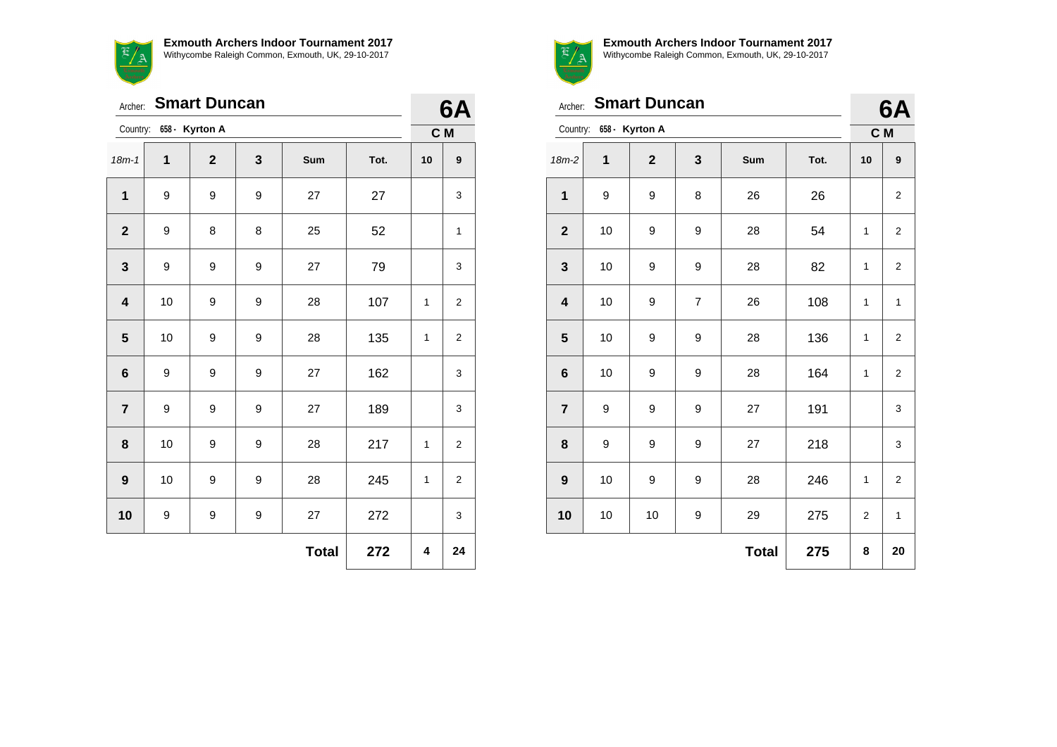**Exmouth Archers Indoor Tournament 2017**
Withycombe Raleigh Common, Exmouth, UK, 29-10-2017

Archer: **Smart Duncan**

Country: 658 - **Kyrton A**

**6A**

**C M**

| 18m-1 | 1 | 2 | 3 | Sum | Tot. | 10 | 9 |
|---|---|---|---|---|---|---|---|
| **1** | 9 | 9 | 9 | 27 | 27 | | 3 |
| **2** | 9 | 8 | 8 | 25 | 52 | | 1 |
| **3** | 9 | 9 | 9 | 27 | 79 | | 3 |
| **4** | 10 | 9 | 9 | 28 | 107 | 1 | 2 |
| **5** | 10 | 9 | 9 | 28 | 135 | 1 | 2 |
| **6** | 9 | 9 | 9 | 27 | 162 | | 3 |
| **7** | 9 | 9 | 9 | 27 | 189 | | 3 |
| **8** | 10 | 9 | 9 | 28 | 217 | 1 | 2 |
| **9** | 10 | 9 | 9 | 28 | 245 | 1 | 2 |
| **10** | 9 | 9 | 9 | 27 | 272 | | 3 |
| | | | | **Total** | **272** | **4** | **24** |

**Exmouth Archers Indoor Tournament 2017**
Withycombe Raleigh Common, Exmouth, UK, 29-10-2017

Archer: **Smart Duncan**

Country: 658 - **Kyrton A**

**6A**

**C M**

| 18m-2 | 1 | 2 | 3 | Sum | Tot. | 10 | 9 |
|---|---|---|---|---|---|---|---|
| **1** | 9 | 9 | 8 | 26 | 26 | | 2 |
| **2** | 10 | 9 | 9 | 28 | 54 | 1 | 2 |
| **3** | 10 | 9 | 9 | 28 | 82 | 1 | 2 |
| **4** | 10 | 9 | 7 | 26 | 108 | 1 | 1 |
| **5** | 10 | 9 | 9 | 28 | 136 | 1 | 2 |
| **6** | 10 | 9 | 9 | 28 | 164 | 1 | 2 |
| **7** | 9 | 9 | 9 | 27 | 191 | | 3 |
| **8** | 9 | 9 | 9 | 27 | 218 | | 3 |
| **9** | 10 | 9 | 9 | 28 | 246 | 1 | 2 |
| **10** | 10 | 10 | 9 | 29 | 275 | 2 | 1 |
| | | | | **Total** | **275** | **8** | **20** |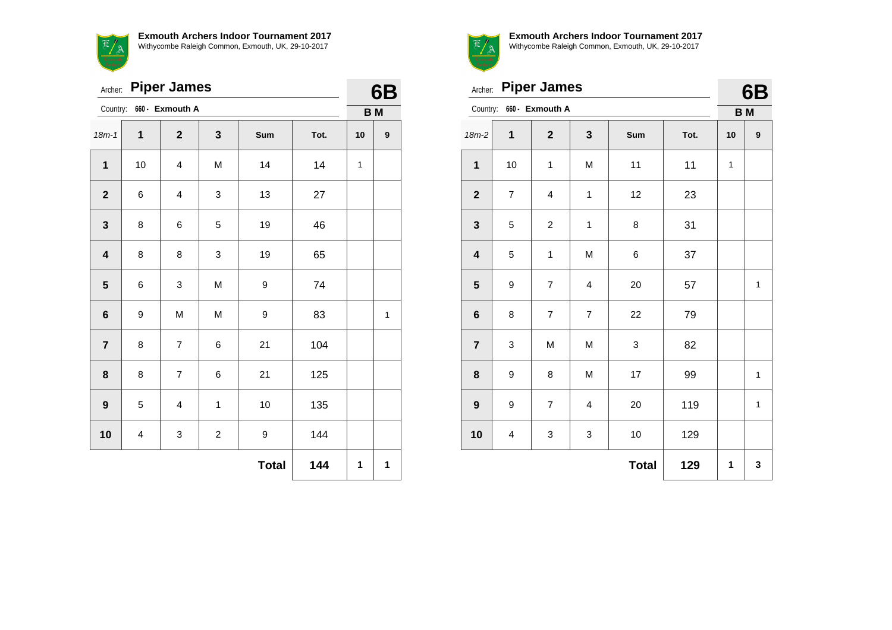**Exmouth Archers Indoor Tournament 2017**
Withycombe Raleigh Common, Exmouth, UK, 29-10-2017

Archer: **Piper James**

Country: 660 - **Exmouth A**

**6B**

**B M**

| 18m-1 | 1 | 2 | 3 | Sum | Tot. | 10 | 9 |
|---|---|---|---|---|---|---|---|
| **1** | 10 | 4 | M | 14 | 14 | 1 | |
| **2** | 6 | 4 | 3 | 13 | 27 | | |
| **3** | 8 | 6 | 5 | 19 | 46 | | |
| **4** | 8 | 8 | 3 | 19 | 65 | | |
| **5** | 6 | 3 | M | 9 | 74 | | |
| **6** | 9 | M | M | 9 | 83 | | 1 |
| **7** | 8 | 7 | 6 | 21 | 104 | | |
| **8** | 8 | 7 | 6 | 21 | 125 | | |
| **9** | 5 | 4 | 1 | 10 | 135 | | |
| **10** | 4 | 3 | 2 | 9 | 144 | | |
| | | | | **Total** | **144** | **1** | **1** |

**Exmouth Archers Indoor Tournament 2017**
Withycombe Raleigh Common, Exmouth, UK, 29-10-2017

Archer: **Piper James**

Country: 660 - **Exmouth A**

**6B**

**B M**

| 18m-2 | 1 | 2 | 3 | Sum | Tot. | 10 | 9 |
|---|---|---|---|---|---|---|---|
| **1** | 10 | 1 | M | 11 | 11 | 1 | |
| **2** | 7 | 4 | 1 | 12 | 23 | | |
| **3** | 5 | 2 | 1 | 8 | 31 | | |
| **4** | 5 | 1 | M | 6 | 37 | | |
| **5** | 9 | 7 | 4 | 20 | 57 | | 1 |
| **6** | 8 | 7 | 7 | 22 | 79 | | |
| **7** | 3 | M | M | 3 | 82 | | |
| **8** | 9 | 8 | M | 17 | 99 | | 1 |
| **9** | 9 | 7 | 4 | 20 | 119 | | 1 |
| **10** | 4 | 3 | 3 | 10 | 129 | | |
| | | | | **Total** | **129** | **1** | **3** |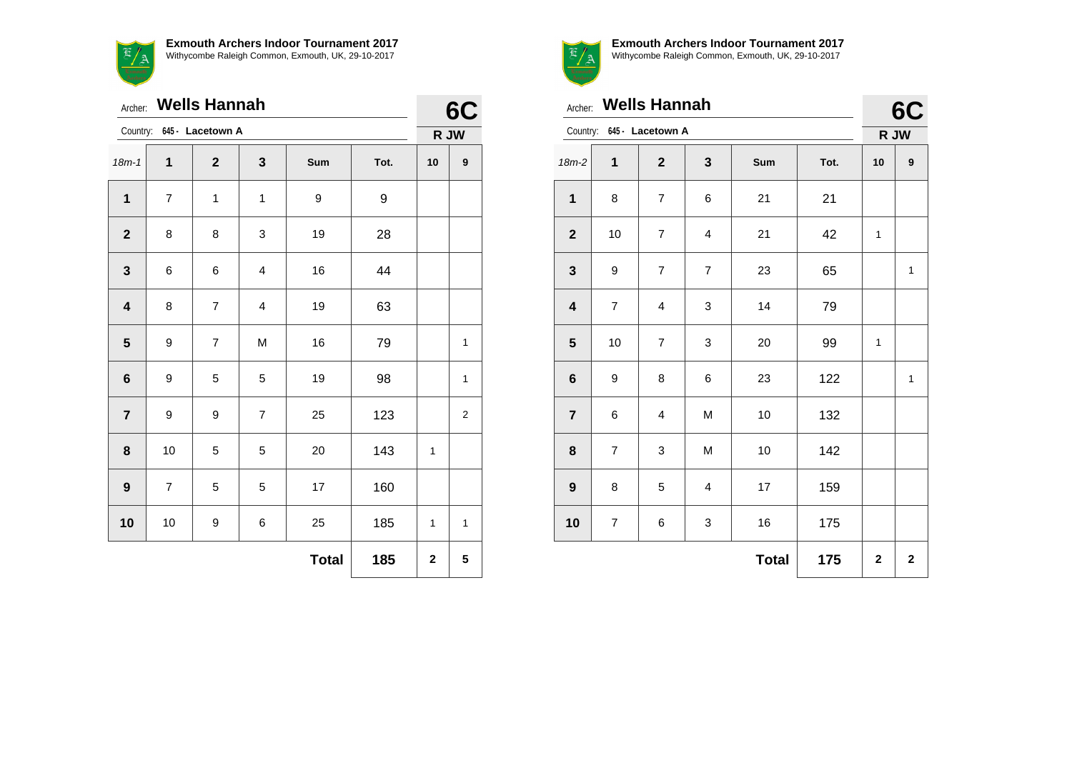**Exmouth Archers Indoor Tournament 2017**
Withycombe Raleigh Common, Exmouth, UK, 29-10-2017

Archer: **Wells Hannah**

Country: **645 - Lacetown A**

**6C**

**R JW**

| 18m-1 | 1 | 2 | 3 | Sum | Tot. | 10 | 9 |
|---|---|---|---|---|---|---|---|
| **1** | 7 | 1 | 1 | 9 | 9 | | |
| **2** | 8 | 8 | 3 | 19 | 28 | | |
| **3** | 6 | 6 | 4 | 16 | 44 | | |
| **4** | 8 | 7 | 4 | 19 | 63 | | |
| **5** | 9 | 7 | M | 16 | 79 | | 1 |
| **6** | 9 | 5 | 5 | 19 | 98 | | 1 |
| **7** | 9 | 9 | 7 | 25 | 123 | | 2 |
| **8** | 10 | 5 | 5 | 20 | 143 | 1 | |
| **9** | 7 | 5 | 5 | 17 | 160 | | |
| **10** | 10 | 9 | 6 | 25 | 185 | 1 | 1 |
| | | | | **Total** | **185** | **2** | **5** |

**Exmouth Archers Indoor Tournament 2017**
Withycombe Raleigh Common, Exmouth, UK, 29-10-2017

Archer: **Wells Hannah**

Country: **645 - Lacetown A**

**6C**

**R JW**

| 18m-2 | 1 | 2 | 3 | Sum | Tot. | 10 | 9 |
|---|---|---|---|---|---|---|---|
| **1** | 8 | 7 | 6 | 21 | 21 | | |
| **2** | 10 | 7 | 4 | 21 | 42 | 1 | |
| **3** | 9 | 7 | 7 | 23 | 65 | | 1 |
| **4** | 7 | 4 | 3 | 14 | 79 | | |
| **5** | 10 | 7 | 3 | 20 | 99 | 1 | |
| **6** | 9 | 8 | 6 | 23 | 122 | | 1 |
| **7** | 6 | 4 | M | 10 | 132 | | |
| **8** | 7 | 3 | M | 10 | 142 | | |
| **9** | 8 | 5 | 4 | 17 | 159 | | |
| **10** | 7 | 6 | 3 | 16 | 175 | | |
| | | | | **Total** | **175** | **2** | **2** |